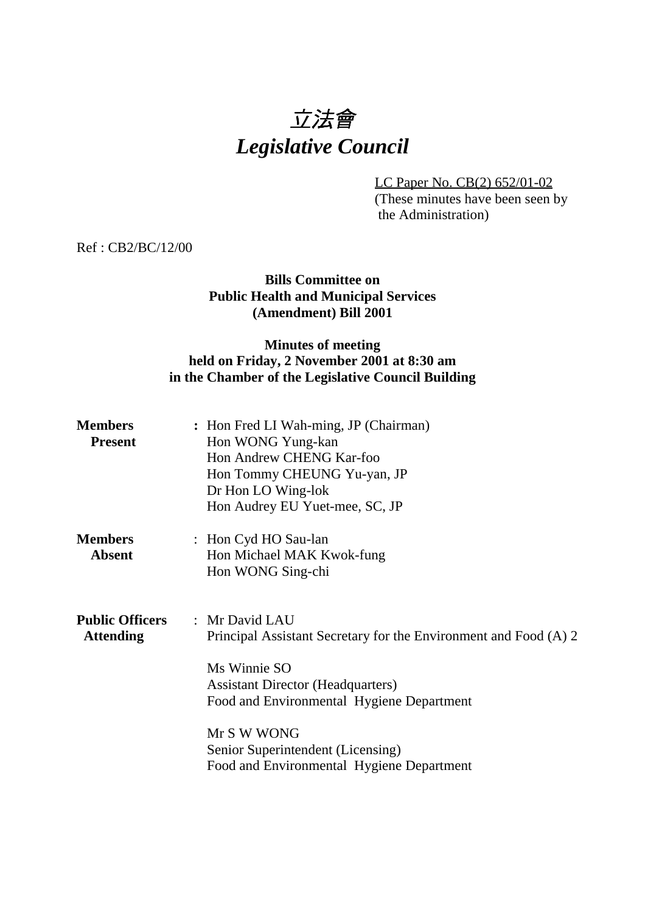# 立法會
# *Legislative Council*

LC Paper No. CB(2) 652/01-02
(These minutes have been seen by the Administration)

Ref : CB2/BC/12/00

**Bills Committee on**
**Public Health and Municipal Services**
**(Amendment) Bill 2001**

**Minutes of meeting**
**held on Friday, 2 November 2001 at 8:30 am**
**in the Chamber of the Legislative Council Building**

**Members Present** : Hon Fred LI Wah-ming, JP (Chairman)
Hon WONG Yung-kan
Hon Andrew CHENG Kar-foo
Hon Tommy CHEUNG Yu-yan, JP
Dr Hon LO Wing-lok
Hon Audrey EU Yuet-mee, SC, JP

**Members Absent** : Hon Cyd HO Sau-lan
Hon Michael MAK Kwok-fung
Hon WONG Sing-chi

**Public Officers Attending** : Mr David LAU
Principal Assistant Secretary for the Environment and Food (A) 2

Ms Winnie SO
Assistant Director (Headquarters)
Food and Environmental Hygiene Department

Mr S W WONG
Senior Superintendent (Licensing)
Food and Environmental Hygiene Department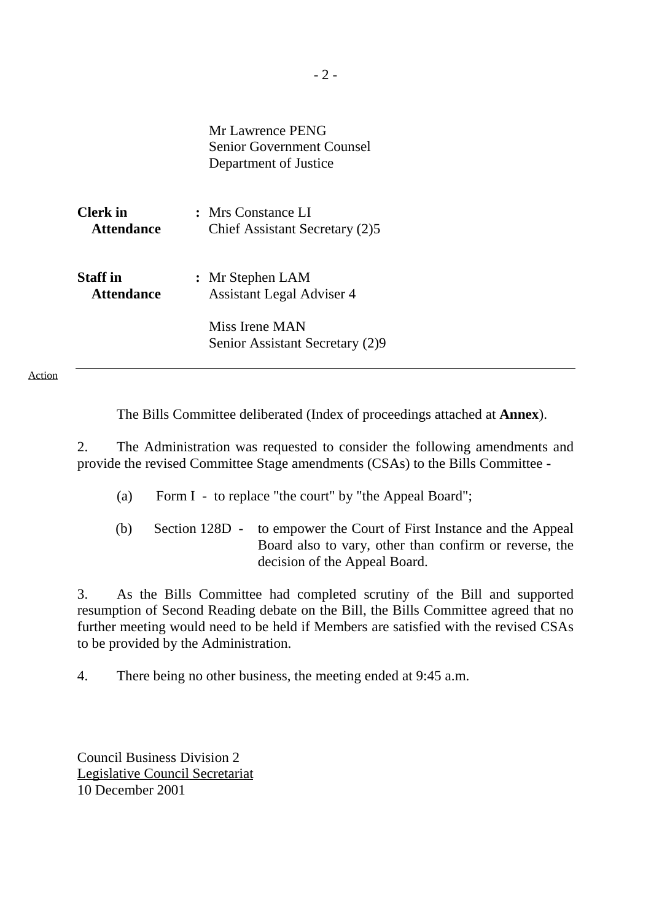Mr Lawrence PENG
Senior Government Counsel
Department of Justice

| | | |
|---|---|---|
| **Clerk in Attendance** | : | Mrs Constance LI<br>Chief Assistant Secretary (2)5 |
| **Staff in Attendance** | : | Mr Stephen LAM<br>Assistant Legal Adviser 4<br><br>Miss Irene MAN<br>Senior Assistant Secretary (2)9 |

Action

---

The Bills Committee deliberated (Index of proceedings attached at **Annex**).

2. The Administration was requested to consider the following amendments and provide the revised Committee Stage amendments (CSAs) to the Bills Committee -

(a) Form I - to replace "the court" by "the Appeal Board";

(b) Section 128D - to empower the Court of First Instance and the Appeal Board also to vary, other than confirm or reverse, the decision of the Appeal Board.

3. As the Bills Committee had completed scrutiny of the Bill and supported resumption of Second Reading debate on the Bill, the Bills Committee agreed that no further meeting would need to be held if Members are satisfied with the revised CSAs to be provided by the Administration.

4. There being no other business, the meeting ended at 9:45 a.m.

Council Business Division 2
Legislative Council Secretariat
10 December 2001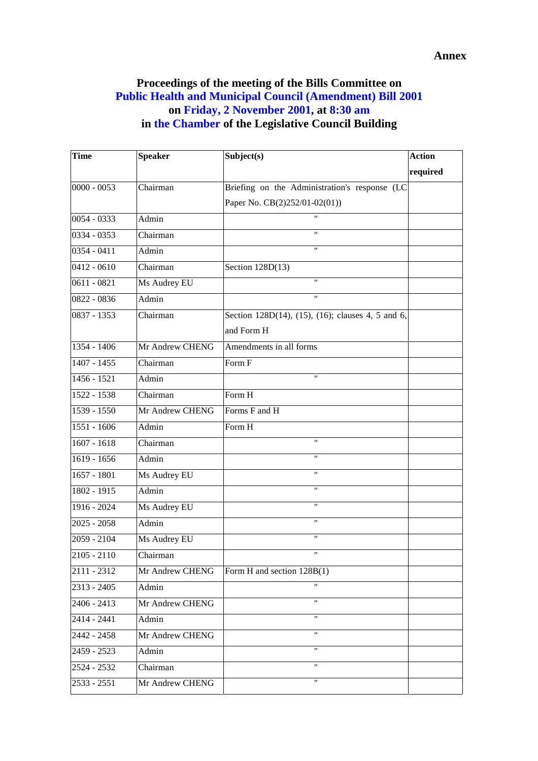**Annex**

## Proceedings of the meeting of the Bills Committee on Public Health and Municipal Council (Amendment) Bill 2001 on Friday, 2 November 2001, at 8:30 am in the Chamber of the Legislative Council Building

| Time | Speaker | Subject(s) | Action required |
|---|---|---|---|
| 0000 - 0053 | Chairman | Briefing on the Administration's response (LC Paper No. CB(2)252/01-02(01)) | |
| 0054 - 0333 | Admin | " | |
| 0334 - 0353 | Chairman | " | |
| 0354 - 0411 | Admin | " | |
| 0412 - 0610 | Chairman | Section 128D(13) | |
| 0611 - 0821 | Ms Audrey EU | " | |
| 0822 - 0836 | Admin | " | |
| 0837 - 1353 | Chairman | Section 128D(14), (15), (16); clauses 4, 5 and 6, and Form H | |
| 1354 - 1406 | Mr Andrew CHENG | Amendments in all forms | |
| 1407 - 1455 | Chairman | Form F | |
| 1456 - 1521 | Admin | " | |
| 1522 - 1538 | Chairman | Form H | |
| 1539 - 1550 | Mr Andrew CHENG | Forms F and H | |
| 1551 - 1606 | Admin | Form H | |
| 1607 - 1618 | Chairman | " | |
| 1619 - 1656 | Admin | " | |
| 1657 - 1801 | Ms Audrey EU | " | |
| 1802 - 1915 | Admin | " | |
| 1916 - 2024 | Ms Audrey EU | " | |
| 2025 - 2058 | Admin | " | |
| 2059 - 2104 | Ms Audrey EU | " | |
| 2105 - 2110 | Chairman | " | |
| 2111 - 2312 | Mr Andrew CHENG | Form H and section 128B(1) | |
| 2313 - 2405 | Admin | " | |
| 2406 - 2413 | Mr Andrew CHENG | " | |
| 2414 - 2441 | Admin | " | |
| 2442 - 2458 | Mr Andrew CHENG | " | |
| 2459 - 2523 | Admin | " | |
| 2524 - 2532 | Chairman | " | |
| 2533 - 2551 | Mr Andrew CHENG | " | |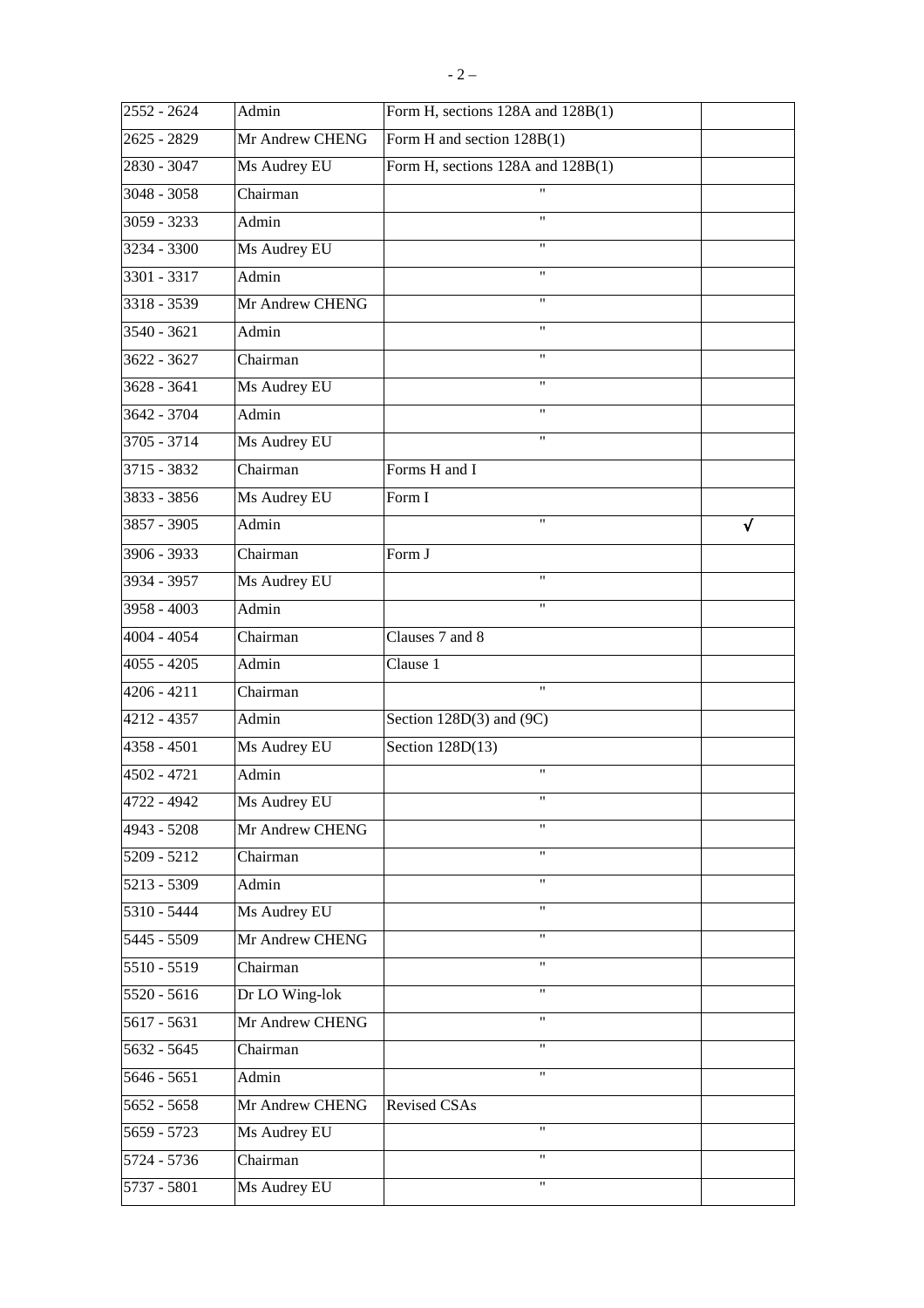| 2552 - 2624 | Admin | Form H, sections 128A and 128B(1) | |
|---|---|---|---|
| 2625 - 2829 | Mr Andrew CHENG | Form H and section 128B(1) | |
| 2830 - 3047 | Ms Audrey EU | Form H, sections 128A and 128B(1) | |
| 3048 - 3058 | Chairman | " | |
| 3059 - 3233 | Admin | " | |
| 3234 - 3300 | Ms Audrey EU | " | |
| 3301 - 3317 | Admin | " | |
| 3318 - 3539 | Mr Andrew CHENG | " | |
| 3540 - 3621 | Admin | " | |
| 3622 - 3627 | Chairman | " | |
| 3628 - 3641 | Ms Audrey EU | " | |
| 3642 - 3704 | Admin | " | |
| 3705 - 3714 | Ms Audrey EU | " | |
| 3715 - 3832 | Chairman | Forms H and I | |
| 3833 - 3856 | Ms Audrey EU | Form I | |
| 3857 - 3905 | Admin | " | √ |
| 3906 - 3933 | Chairman | Form J | |
| 3934 - 3957 | Ms Audrey EU | " | |
| 3958 - 4003 | Admin | " | |
| 4004 - 4054 | Chairman | Clauses 7 and 8 | |
| 4055 - 4205 | Admin | Clause 1 | |
| 4206 - 4211 | Chairman | " | |
| 4212 - 4357 | Admin | Section 128D(3) and (9C) | |
| 4358 - 4501 | Ms Audrey EU | Section 128D(13) | |
| 4502 - 4721 | Admin | " | |
| 4722 - 4942 | Ms Audrey EU | " | |
| 4943 - 5208 | Mr Andrew CHENG | " | |
| 5209 - 5212 | Chairman | " | |
| 5213 - 5309 | Admin | " | |
| 5310 - 5444 | Ms Audrey EU | " | |
| 5445 - 5509 | Mr Andrew CHENG | " | |
| 5510 - 5519 | Chairman | " | |
| 5520 - 5616 | Dr LO Wing-lok | " | |
| 5617 - 5631 | Mr Andrew CHENG | " | |
| 5632 - 5645 | Chairman | " | |
| 5646 - 5651 | Admin | " | |
| 5652 - 5658 | Mr Andrew CHENG | Revised CSAs | |
| 5659 - 5723 | Ms Audrey EU | " | |
| 5724 - 5736 | Chairman | " | |
| 5737 - 5801 | Ms Audrey EU | " | |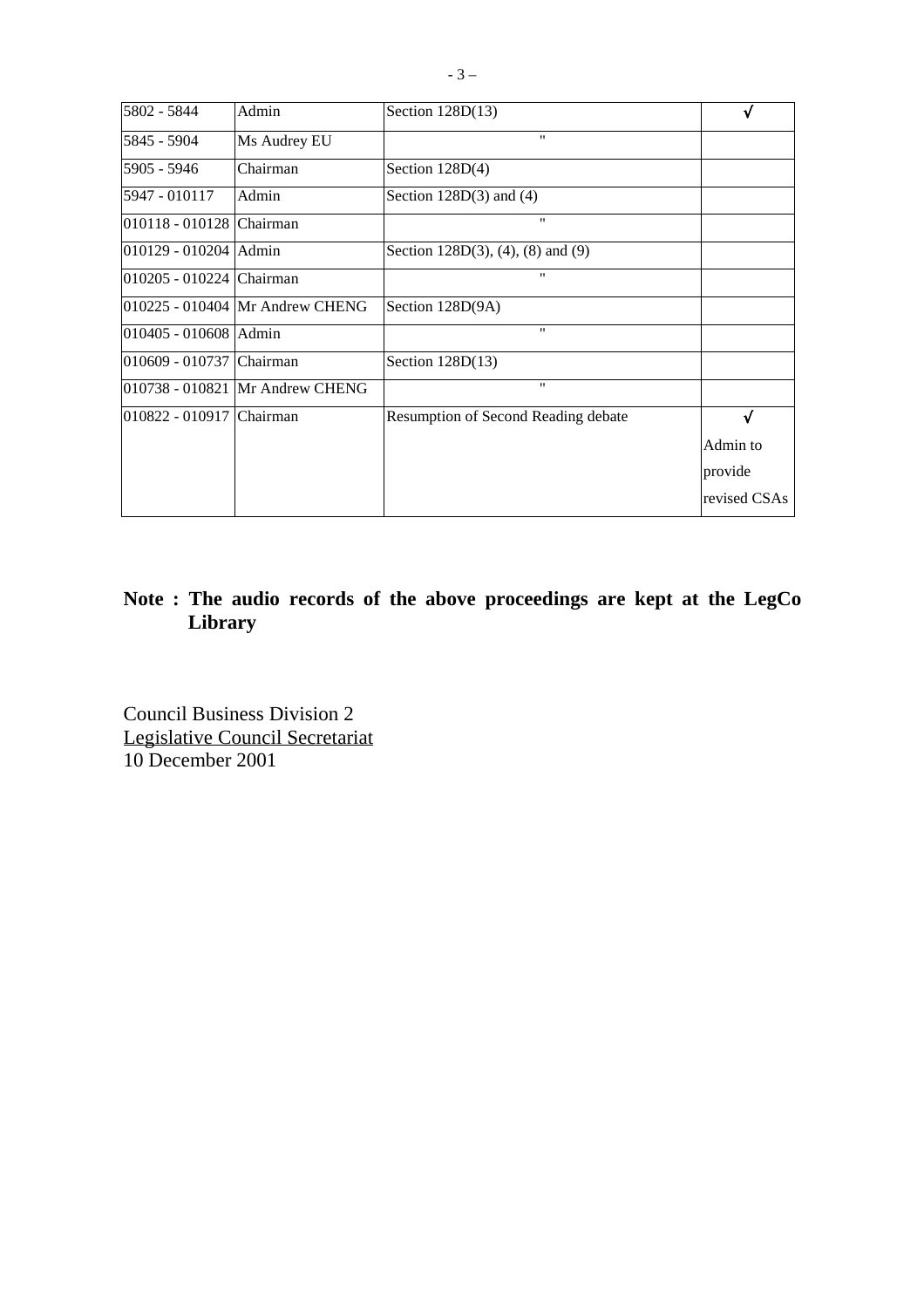| | | | |
|---|---|---|---|
| 5802 - 5844 | Admin | Section 128D(13) | √ |
| 5845 - 5904 | Ms Audrey EU | " | |
| 5905 - 5946 | Chairman | Section 128D(4) | |
| 5947 - 010117 | Admin | Section 128D(3) and (4) | |
| 010118 - 010128 | Chairman | " | |
| 010129 - 010204 | Admin | Section 128D(3), (4), (8) and (9) | |
| 010205 - 010224 | Chairman | " | |
| 010225 - 010404 | Mr Andrew CHENG | Section 128D(9A) | |
| 010405 - 010608 | Admin | " | |
| 010609 - 010737 | Chairman | Section 128D(13) | |
| 010738 - 010821 | Mr Andrew CHENG | " | |
| 010822 - 010917 | Chairman | Resumption of Second Reading debate | √ Admin to provide revised CSAs |

**Note : The audio records of the above proceedings are kept at the LegCo Library**

Council Business Division 2
Legislative Council Secretariat
10 December 2001